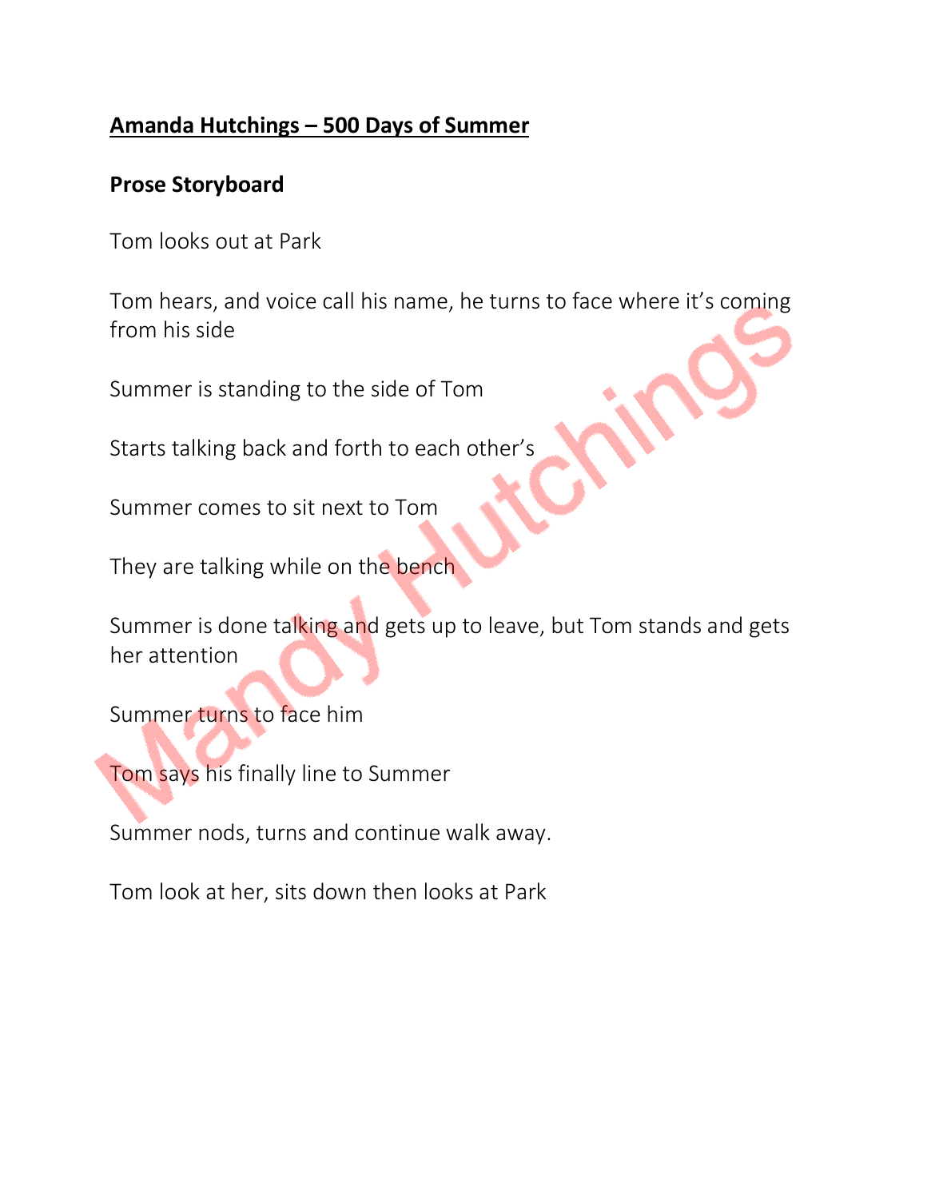**Amanda Hutchings – 500 Days of Summer**

**Prose Storyboard**

Tom looks out at Park

Tom hears, and voice call his name, he turns to face where it's coming from his side

Summer is standing to the side of Tom

Starts talking back and forth to each other's

Summer comes to sit next to Tom

They are talking while on the bench

Summer is done talking and gets up to leave, but Tom stands and gets her attention

Summer turns to face him

Tom says his finally line to Summer

Summer nods, turns and continue walk away.

Tom look at her, sits down then looks at Park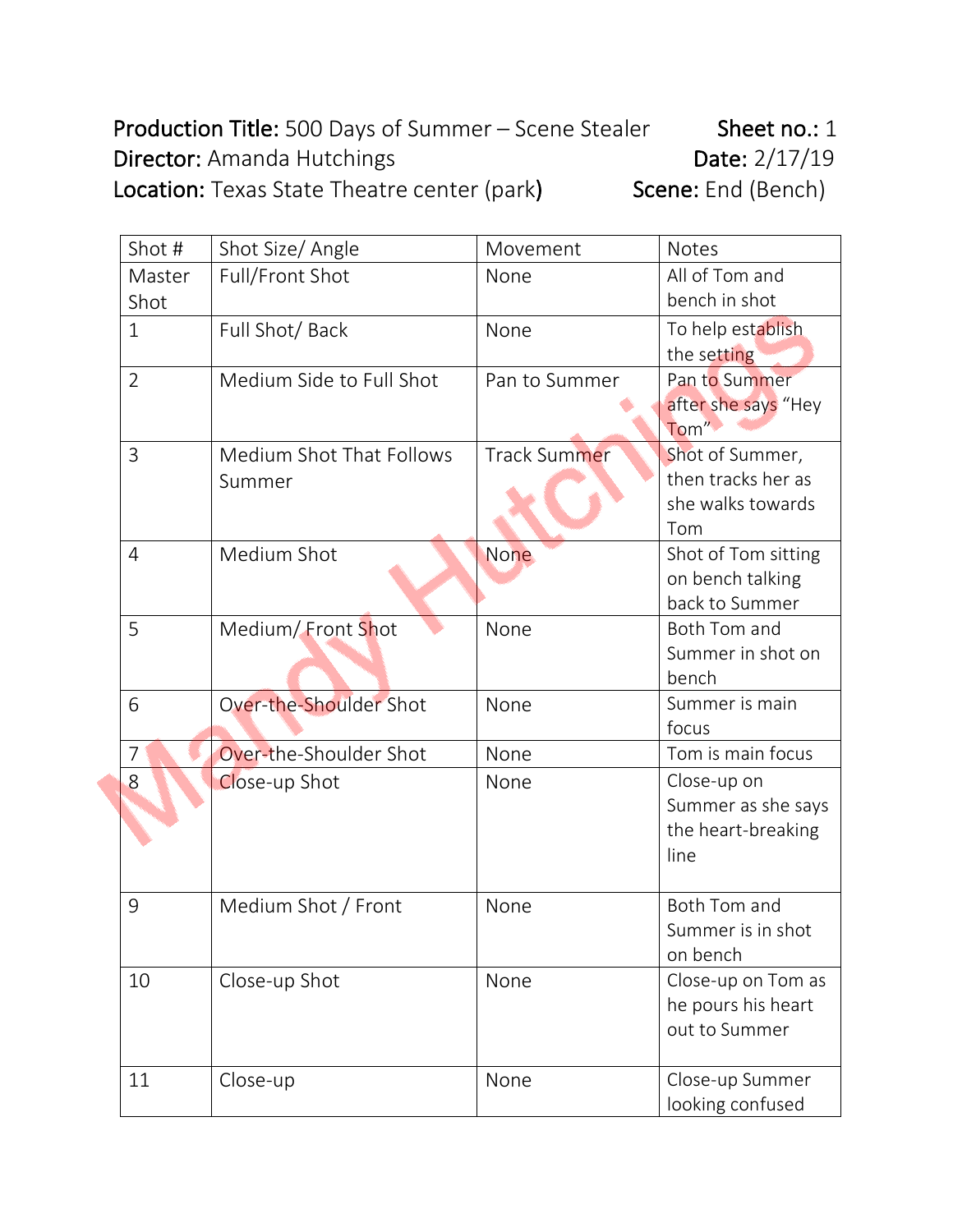**Production Title:** 500 Days of Summer – Scene Stealer **Sheet no.:** 1
**Director:** Amanda Hutchings **Date:** 2/17/19
**Location:** Texas State Theatre center (park) **Scene:** End (Bench)

| Shot # | Shot Size/ Angle | Movement | Notes |
|---|---|---|---|
| Master Shot | Full/Front Shot | None | All of Tom and bench in shot |
| 1 | Full Shot/ Back | None | To help establish the setting |
| 2 | Medium Side to Full Shot | Pan to Summer | Pan to Summer after she says "Hey Tom" |
| 3 | Medium Shot That Follows Summer | Track Summer | Shot of Summer, then tracks her as she walks towards Tom |
| 4 | Medium Shot | None | Shot of Tom sitting on bench talking back to Summer |
| 5 | Medium/ Front Shot | None | Both Tom and Summer in shot on bench |
| 6 | Over-the-Shoulder Shot | None | Summer is main focus |
| 7 | Over-the-Shoulder Shot | None | Tom is main focus |
| 8 | Close-up Shot | None | Close-up on Summer as she says the heart-breaking line |
| 9 | Medium Shot / Front | None | Both Tom and Summer is in shot on bench |
| 10 | Close-up Shot | None | Close-up on Tom as he pours his heart out to Summer |
| 11 | Close-up | None | Close-up Summer looking confused |

Mandy Hutchings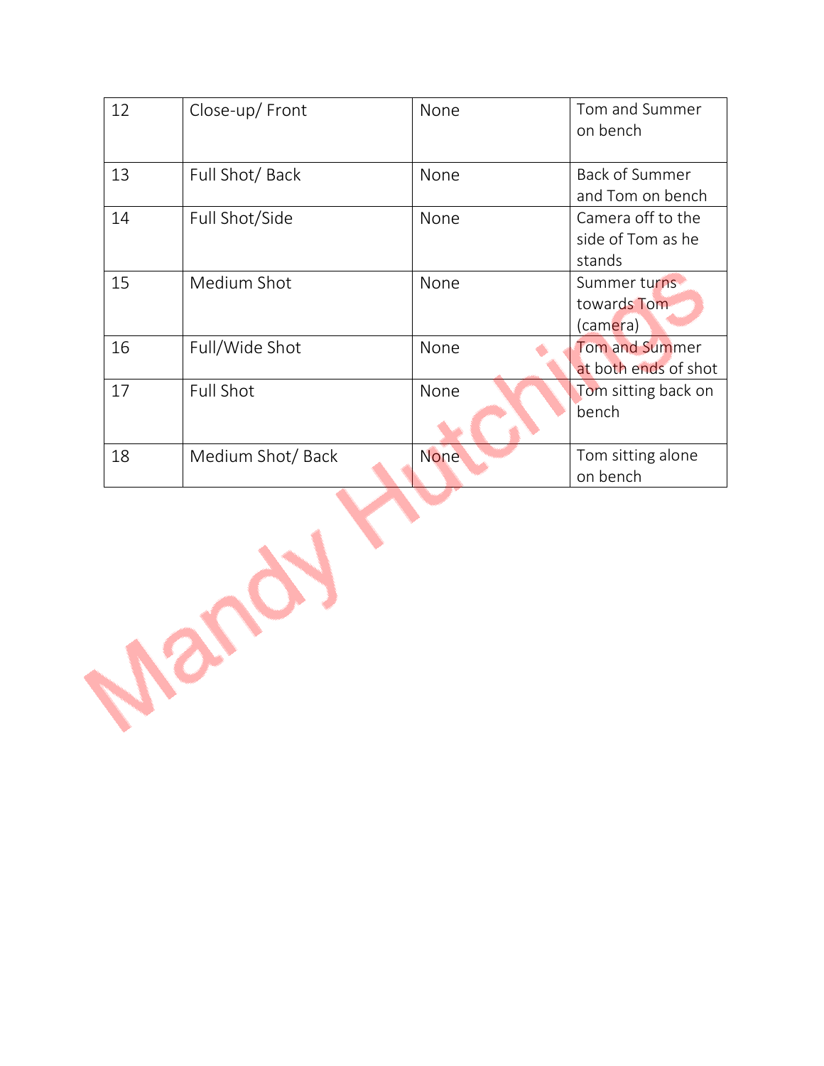| 12 | Close-up/ Front | None | Tom and Summer on bench |
|---|---|---|---|
| 13 | Full Shot/ Back | None | Back of Summer and Tom on bench |
| 14 | Full Shot/Side | None | Camera off to the side of Tom as he stands |
| 15 | Medium Shot | None | Summer turns towards Tom (camera) |
| 16 | Full/Wide Shot | None | Tom and Summer at both ends of shot |
| 17 | Full Shot | None | Tom sitting back on bench |
| 18 | Medium Shot/ Back | None | Tom sitting alone on bench |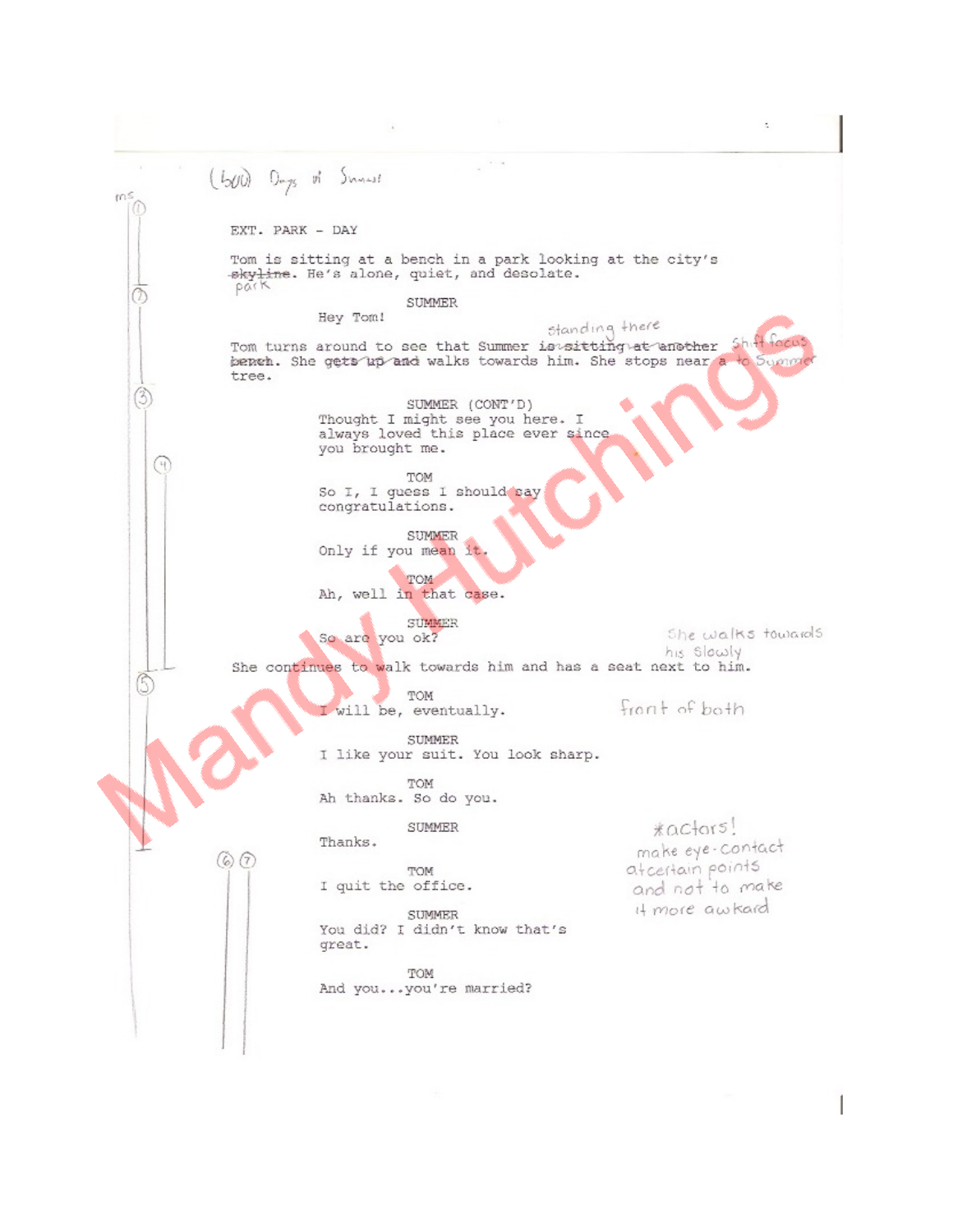(500) Days of Summer

EXT. PARK - DAY

Tom is sitting at a bench in a park looking at the city's ~~skyline~~ park. He's alone, quiet, and desolate.

SUMMER

Hey Tom!

Tom turns around to see that Summer ~~is sitting at another bench~~ standing there. She ~~gets up and~~ walks towards him. She stops near a tree.

*Shift focus to Summer*

SUMMER (CONT'D)

Thought I might see you here. I always loved this place ever since you brought me.

TOM

So I, I guess I should say congratulations.

SUMMER

Only if you mean it.

TOM

Ah, well in that case.

SUMMER

So are you ok?

*She walks towards his slowly*

She continues to walk towards him and has a seat next to him.

TOM

I will be, eventually.

*front of both*

SUMMER

I like your suit. You look sharp.

TOM

Ah thanks. So do you.

SUMMER

Thanks.

*actors! make eye-contact at certain points and not to make it more awkard*

TOM

I quit the office.

SUMMER

You did? I didn't know that's great.

TOM

And you...you're married?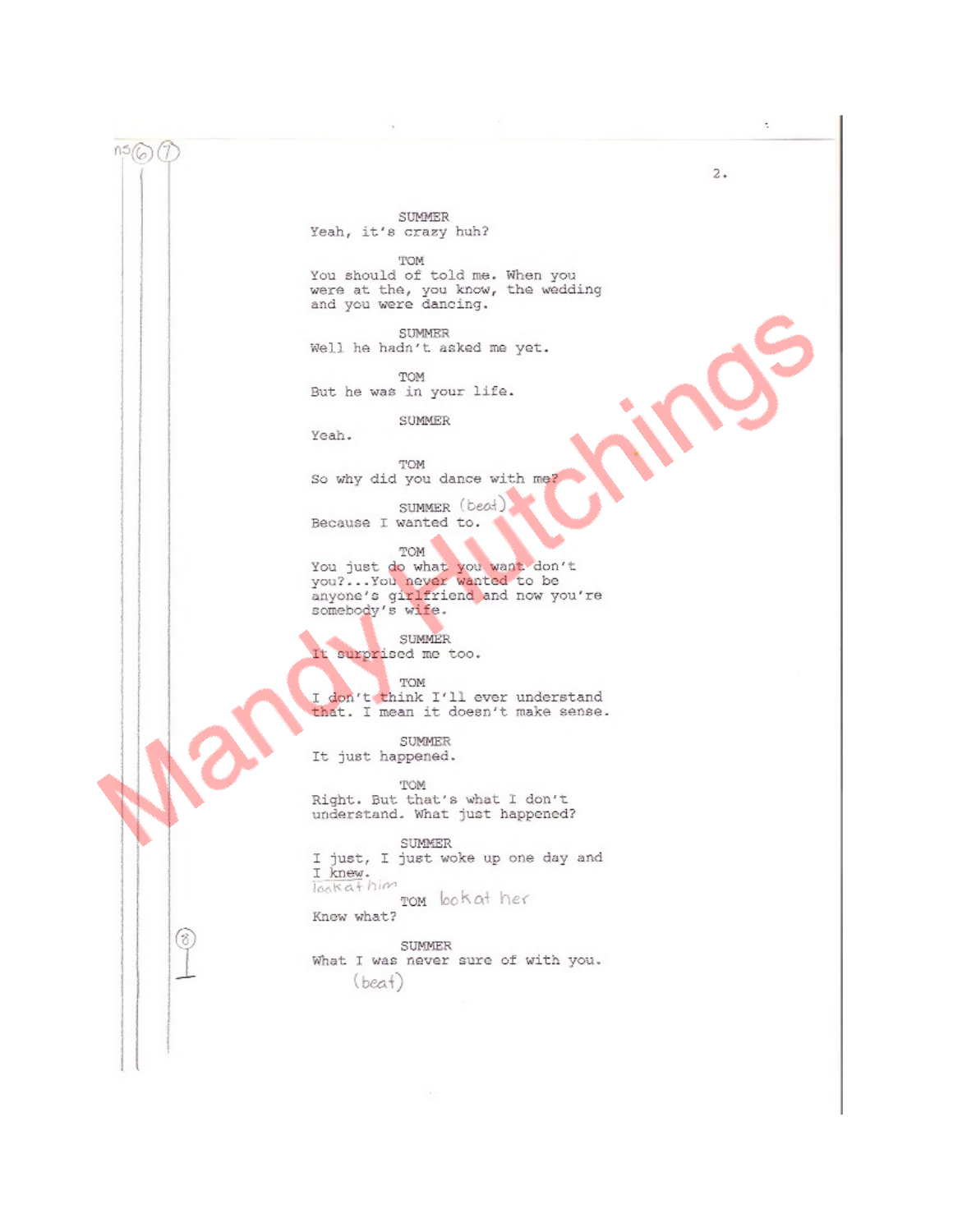SUMMER
Yeah, it's crazy huh?

TOM
You should of told me. When you were at the, you know, the wedding and you were dancing.

SUMMER
Well he hadn't asked me yet.

TOM
But he was in your life.

SUMMER
Yeah.

TOM
So why did you dance with me?

SUMMER (beat)
Because I wanted to.

TOM
You just do what you want don't you?...You never wanted to be anyone's girlfriend and now you're somebody's wife.

SUMMER
It surprised me too.

TOM
I don't think I'll ever understand that. I mean it doesn't make sense.

SUMMER
It just happened.

TOM
Right. But that's what I don't understand. What just happened?

SUMMER
I just, I just woke up one day and I knew.

look at him

TOM look at her
Knew what?

SUMMER
What I was never sure of with you.
(beat)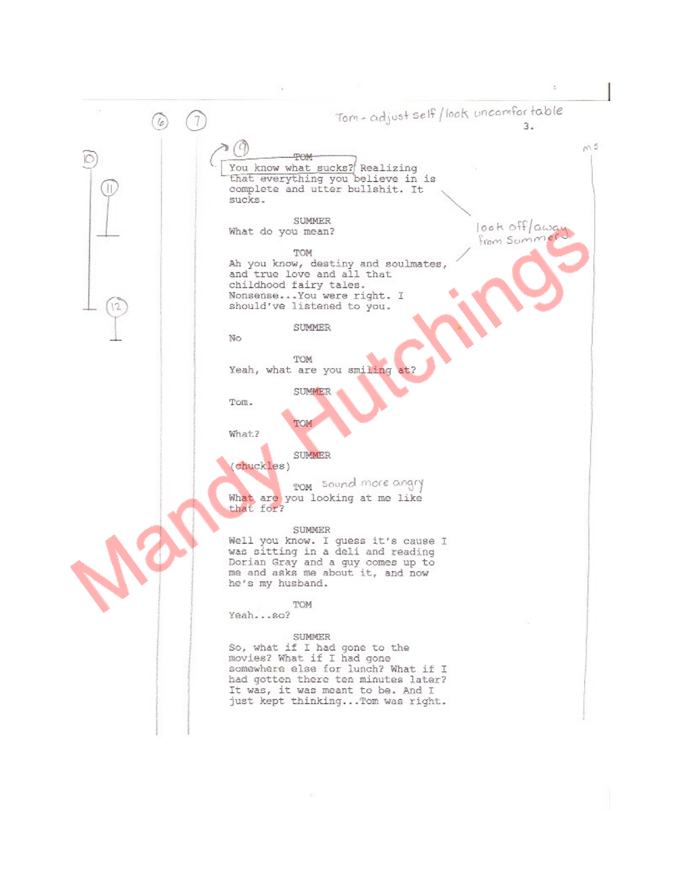Tom - adjust self / look uncomfortable

TOM

You know what sucks? Realizing that everything you believe in is complete and utter bullshit. It sucks.

SUMMER

What do you mean?

TOM

Ah you know, destiny and soulmates, and true love and all that childhood fairy tales. Nonsense...You were right. I should've listened to you.

look off/away from Summer

SUMMER

No

TOM

Yeah, what are you smiling at?

SUMMER

Tom.

TOM

What?

SUMMER

(chuckles)

TOM *sound more angry*

What are you looking at me like that for?

SUMMER

Well you know. I guess it's cause I was sitting in a deli and reading Dorian Gray and a guy comes up to me and asks me about it, and now he's my husband.

TOM

Yeah...so?

SUMMER

So, what if I had gone to the movies? What if I had gone somewhere else for lunch? What if I had gotten there ten minutes later? It was, it was meant to be. And I just kept thinking...Tom was right.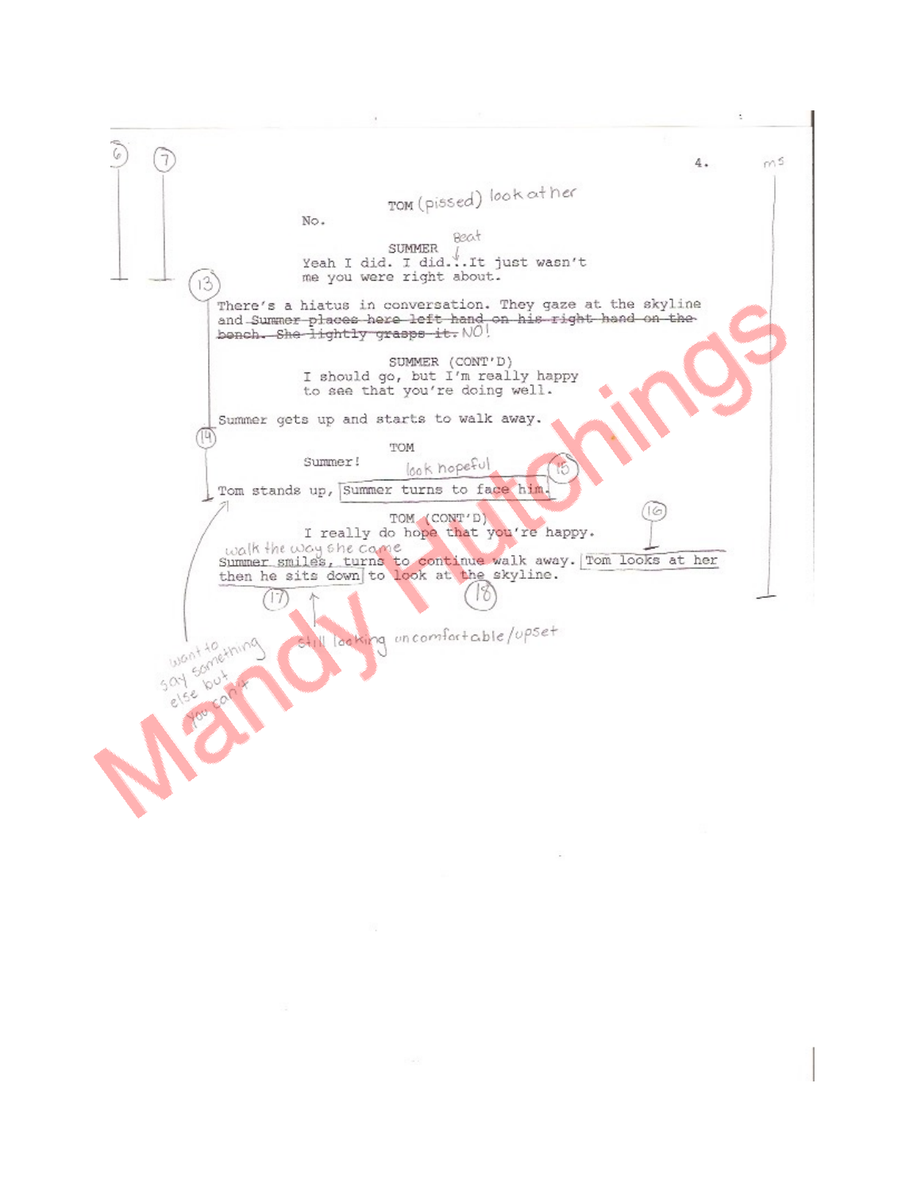TOM (pissed) look at her

No.

SUMMER

Yeah I did. I did. Beat ...It just wasn't me you were right about.

There's a hiatus in conversation. They gaze at the skyline and ~~Summer places here left hand on his right hand on the bench. She lightly grasps it.~~ NO!

SUMMER (CONT'D)

I should go, but I'm really happy to see that you're doing well.

Summer gets up and starts to walk away.

TOM

Summer!

look hopeful

Tom stands up, Summer turns to face him.

TOM (CONT'D)

I really do hope that you're happy.

walk the way she came

Summer smiles, turns to continue walk away. Tom looks at her then he sits down to look at the skyline.

still looking uncomfortable/upset

want to say something else but you can't

ms

6 7 13 14 15 16 17 18